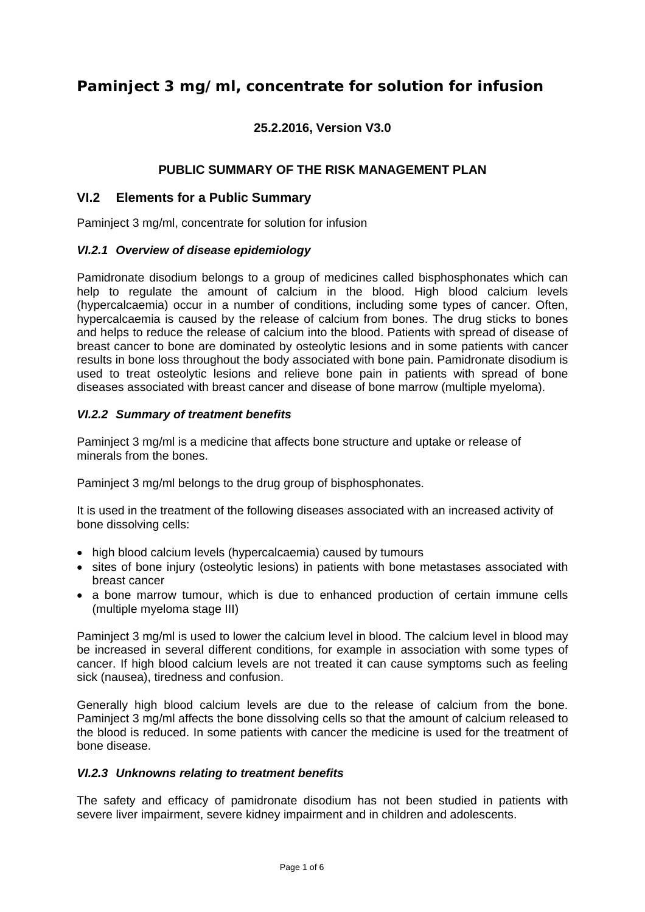# Paminject 3 mg/ml, concentrate for solution for infusion

**25.2.2016, Version V3.0**

**PUBLIC SUMMARY OF THE RISK MANAGEMENT PLAN**

## VI.2 Elements for a Public Summary

Paminject 3 mg/ml, concentrate for solution for infusion

### *VI.2.1 Overview of disease epidemiology*

Pamidronate disodium belongs to a group of medicines called bisphosphonates which can help to regulate the amount of calcium in the blood. High blood calcium levels (hypercalcaemia) occur in a number of conditions, including some types of cancer. Often, hypercalcaemia is caused by the release of calcium from bones. The drug sticks to bones and helps to reduce the release of calcium into the blood. Patients with spread of disease of breast cancer to bone are dominated by osteolytic lesions and in some patients with cancer results in bone loss throughout the body associated with bone pain. Pamidronate disodium is used to treat osteolytic lesions and relieve bone pain in patients with spread of bone diseases associated with breast cancer and disease of bone marrow (multiple myeloma).

### *VI.2.2 Summary of treatment benefits*

Paminject 3 mg/ml is a medicine that affects bone structure and uptake or release of minerals from the bones.

Paminject 3 mg/ml belongs to the drug group of bisphosphonates.

It is used in the treatment of the following diseases associated with an increased activity of bone dissolving cells:

- high blood calcium levels (hypercalcaemia) caused by tumours
- sites of bone injury (osteolytic lesions) in patients with bone metastases associated with breast cancer
- a bone marrow tumour, which is due to enhanced production of certain immune cells (multiple myeloma stage III)

Paminject 3 mg/ml is used to lower the calcium level in blood. The calcium level in blood may be increased in several different conditions, for example in association with some types of cancer. If high blood calcium levels are not treated it can cause symptoms such as feeling sick (nausea), tiredness and confusion.

Generally high blood calcium levels are due to the release of calcium from the bone. Paminject 3 mg/ml affects the bone dissolving cells so that the amount of calcium released to the blood is reduced. In some patients with cancer the medicine is used for the treatment of bone disease.

### *VI.2.3 Unknowns relating to treatment benefits*

The safety and efficacy of pamidronate disodium has not been studied in patients with severe liver impairment, severe kidney impairment and in children and adolescents.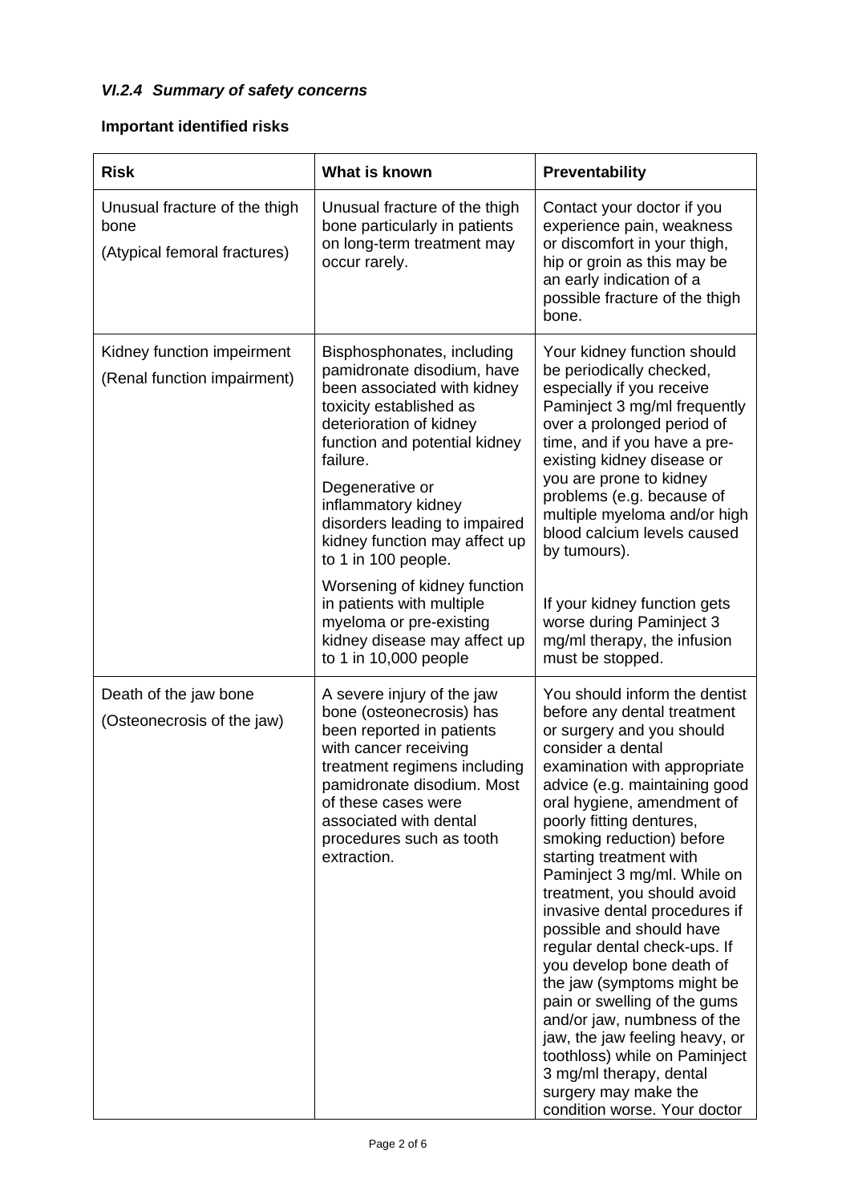### *VI.2.4 Summary of safety concerns*

**Important identified risks**

| Risk | What is known | Preventability |
|---|---|---|
| Unusual fracture of the thigh bone<br><br>(Atypical femoral fractures) | Unusual fracture of the thigh bone particularly in patients on long-term treatment may occur rarely. | Contact your doctor if you experience pain, weakness or discomfort in your thigh, hip or groin as this may be an early indication of a possible fracture of the thigh bone. |
| Kidney function impeirment<br><br>(Renal function impairment) | Bisphosphonates, including pamidronate disodium, have been associated with kidney toxicity established as deterioration of kidney function and potential kidney failure.<br><br>Degenerative or inflammatory kidney disorders leading to impaired kidney function may affect up to 1 in 100 people.<br><br>Worsening of kidney function in patients with multiple myeloma or pre-existing kidney disease may affect up to 1 in 10,000 people | Your kidney function should be periodically checked, especially if you receive Paminject 3 mg/ml frequently over a prolonged period of time, and if you have a pre-existing kidney disease or you are prone to kidney problems (e.g. because of multiple myeloma and/or high blood calcium levels caused by tumours).<br><br>If your kidney function gets worse during Paminject 3 mg/ml therapy, the infusion must be stopped. |
| Death of the jaw bone<br><br>(Osteonecrosis of the jaw) | A severe injury of the jaw bone (osteonecrosis) has been reported in patients with cancer receiving treatment regimens including pamidronate disodium. Most of these cases were associated with dental procedures such as tooth extraction. | You should inform the dentist before any dental treatment or surgery and you should consider a dental examination with appropriate advice (e.g. maintaining good oral hygiene, amendment of poorly fitting dentures, smoking reduction) before starting treatment with Paminject 3 mg/ml. While on treatment, you should avoid invasive dental procedures if possible and should have regular dental check-ups. If you develop bone death of the jaw (symptoms might be pain or swelling of the gums and/or jaw, numbness of the jaw, the jaw feeling heavy, or toothloss) while on Paminject 3 mg/ml therapy, dental surgery may make the condition worse. Your doctor |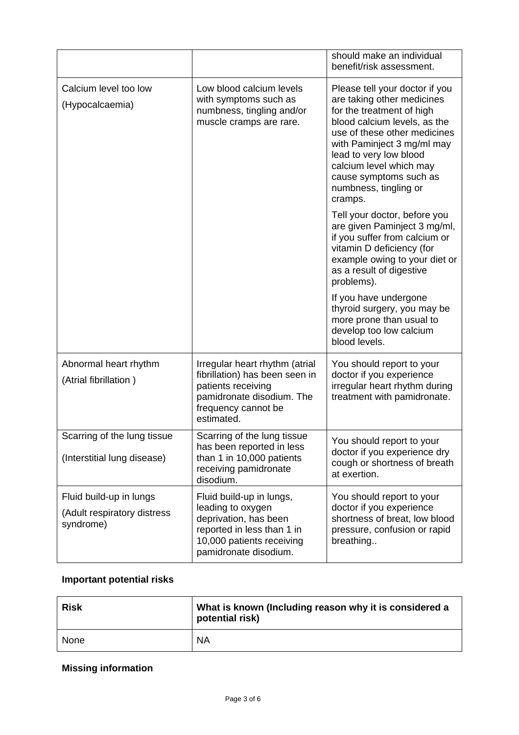| | | |
|---|---|---|
| | | should make an individual benefit/risk assessment. |
| Calcium level too low<br><br>(Hypocalcaemia) | Low blood calcium levels with symptoms such as numbness, tingling and/or muscle cramps are rare. | Please tell your doctor if you are taking other medicines for the treatment of high blood calcium levels, as the use of these other medicines with Paminject 3 mg/ml may lead to very low blood calcium level which may cause symptoms such as numbness, tingling or cramps.<br><br>Tell your doctor, before you are given Paminject 3 mg/ml, if you suffer from calcium or vitamin D deficiency (for example owing to your diet or as a result of digestive problems).<br><br>If you have undergone thyroid surgery, you may be more prone than usual to develop too low calcium blood levels. |
| Abnormal heart rhythm<br><br>(Atrial fibrillation ) | Irregular heart rhythm (atrial fibrillation) has been seen in patients receiving pamidronate disodium. The frequency cannot be estimated. | You should report to your doctor if you experience irregular heart rhythm during treatment with pamidronate. |
| Scarring of the lung tissue<br><br>(Interstitial lung disease) | Scarring of the lung tissue has been reported in less than 1 in 10,000 patients receiving pamidronate disodium. | You should report to your doctor if you experience dry cough or shortness of breath at exertion. |
| Fluid build-up in lungs<br><br>(Adult respiratory distress syndrome) | Fluid build-up in lungs, leading to oxygen deprivation, has been reported in less than 1 in 10,000 patients receiving pamidronate disodium. | You should report to your doctor if you experience shortness of breat, low blood pressure, confusion or rapid breathing.. |

**Important potential risks**

| Risk | What is known (Including reason why it is considered a potential risk) |
|---|---|
| None | NA |

**Missing information**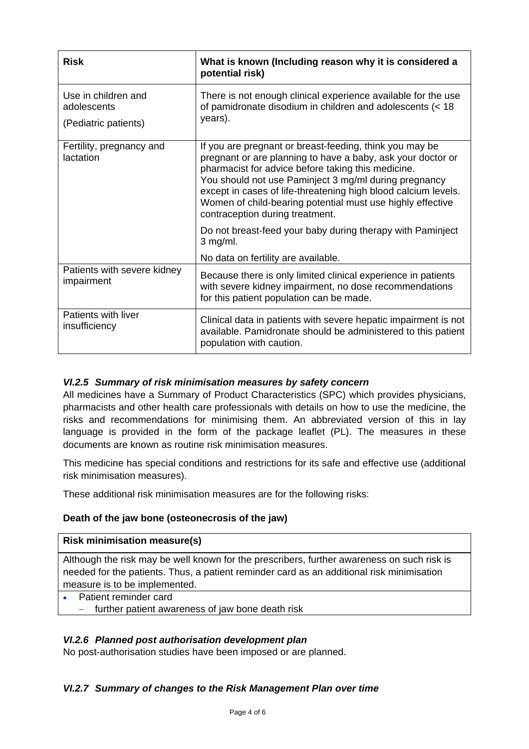| Risk | What is known (Including reason why it is considered a potential risk) |
|---|---|
| Use in children and adolescents<br><br>(Pediatric patients) | There is not enough clinical experience available for the use of pamidronate disodium in children and adolescents (< 18 years). |
| Fertility, pregnancy and lactation | If you are pregnant or breast-feeding, think you may be pregnant or are planning to have a baby, ask your doctor or pharmacist for advice before taking this medicine.<br>You should not use Paminject 3 mg/ml during pregnancy except in cases of life-threatening high blood calcium levels. Women of child-bearing potential must use highly effective contraception during treatment.<br><br>Do not breast-feed your baby during therapy with Paminject 3 mg/ml.<br><br>No data on fertility are available. |
| Patients with severe kidney impairment | Because there is only limited clinical experience in patients with severe kidney impairment, no dose recommendations for this patient population can be made. |
| Patients with liver insufficiency | Clinical data in patients with severe hepatic impairment is not available. Pamidronate should be administered to this patient population with caution. |

### *VI.2.5 Summary of risk minimisation measures by safety concern*

All medicines have a Summary of Product Characteristics (SPC) which provides physicians, pharmacists and other health care professionals with details on how to use the medicine, the risks and recommendations for minimising them. An abbreviated version of this in lay language is provided in the form of the package leaflet (PL). The measures in these documents are known as routine risk minimisation measures.

This medicine has special conditions and restrictions for its safe and effective use (additional risk minimisation measures).

These additional risk minimisation measures are for the following risks:

**Death of the jaw bone (osteonecrosis of the jaw)**

| Risk minimisation measure(s) |
|---|
| Although the risk may be well known for the prescribers, further awareness on such risk is needed for the patients. Thus, a patient reminder card as an additional risk minimisation measure is to be implemented. |
| • Patient reminder card<br>– further patient awareness of jaw bone death risk |

### *VI.2.6 Planned post authorisation development plan*

No post-authorisation studies have been imposed or are planned.

### *VI.2.7 Summary of changes to the Risk Management Plan over time*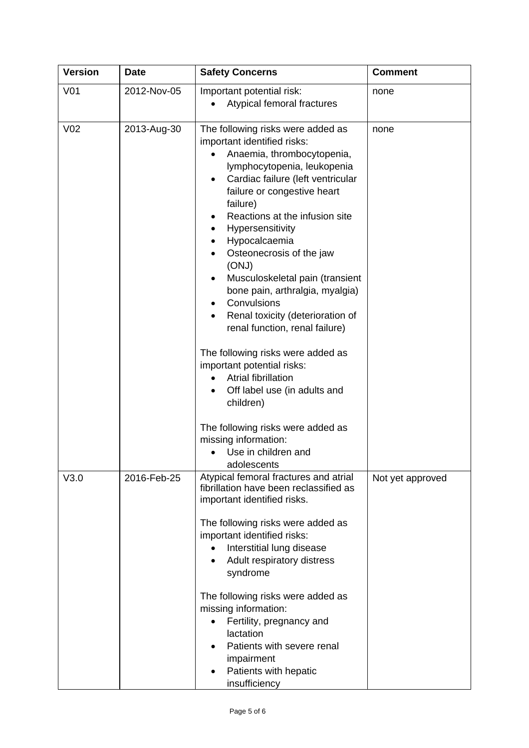| Version | Date | Safety Concerns | Comment |
| --- | --- | --- | --- |
| V01 | 2012-Nov-05 | Important potential risk:<br>• Atypical femoral fractures | none |
| V02 | 2013-Aug-30 | The following risks were added as important identified risks:<br>• Anaemia, thrombocytopenia, lymphocytopenia, leukopenia<br>• Cardiac failure (left ventricular failure or congestive heart failure)<br>• Reactions at the infusion site<br>• Hypersensitivity<br>• Hypocalcaemia<br>• Osteonecrosis of the jaw (ONJ)<br>• Musculoskeletal pain (transient bone pain, arthralgia, myalgia)<br>• Convulsions<br>• Renal toxicity (deterioration of renal function, renal failure)<br><br>The following risks were added as important potential risks:<br>• Atrial fibrillation<br>• Off label use (in adults and children)<br><br>The following risks were added as missing information:<br>• Use in children and adolescents | none |
| V3.0 | 2016-Feb-25 | Atypical femoral fractures and atrial fibrillation have been reclassified as important identified risks.<br><br>The following risks were added as important identified risks:<br>• Interstitial lung disease<br>• Adult respiratory distress syndrome<br><br>The following risks were added as missing information:<br>• Fertility, pregnancy and lactation<br>• Patients with severe renal impairment<br>• Patients with hepatic insufficiency | Not yet approved |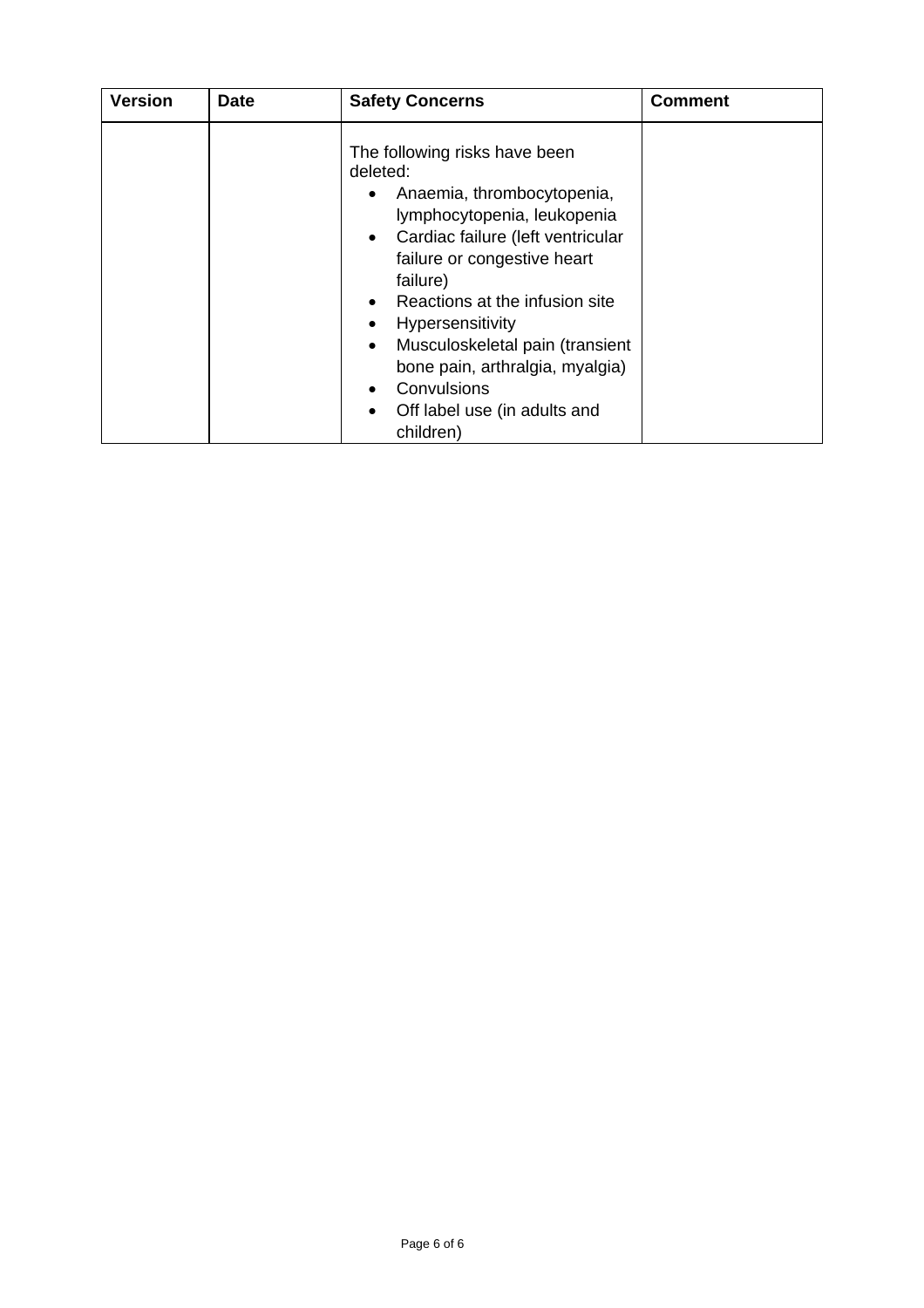| Version | Date | Safety Concerns | Comment |
|---|---|---|---|
| | | The following risks have been deleted:<br>• Anaemia, thrombocytopenia, lymphocytopenia, leukopenia<br>• Cardiac failure (left ventricular failure or congestive heart failure)<br>• Reactions at the infusion site<br>• Hypersensitivity<br>• Musculoskeletal pain (transient bone pain, arthralgia, myalgia)<br>• Convulsions<br>• Off label use (in adults and children) | |